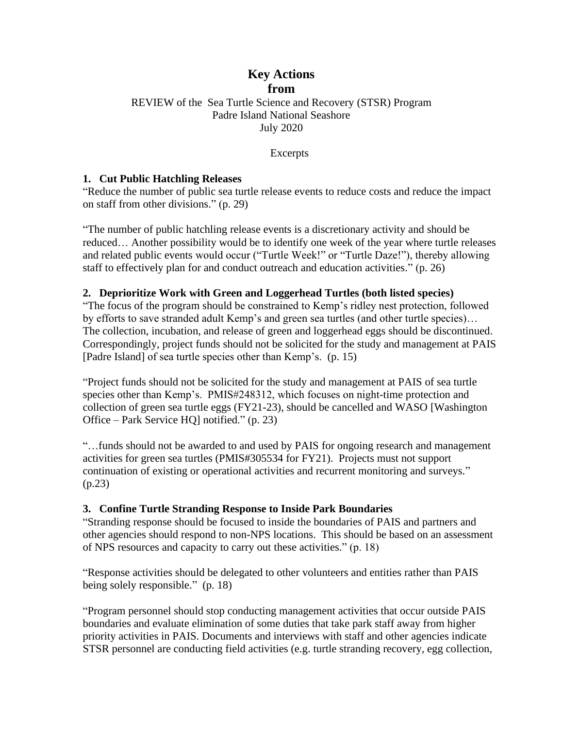# Key Actions
# from

REVIEW of the Sea Turtle Science and Recovery (STSR) Program
Padre Island National Seashore
July 2020

Excerpts

### 1. Cut Public Hatchling Releases

"Reduce the number of public sea turtle release events to reduce costs and reduce the impact on staff from other divisions." (p. 29)

"The number of public hatchling release events is a discretionary activity and should be reduced… Another possibility would be to identify one week of the year where turtle releases and related public events would occur ("Turtle Week!" or "Turtle Daze!"), thereby allowing staff to effectively plan for and conduct outreach and education activities." (p. 26)

### 2. Deprioritize Work with Green and Loggerhead Turtles (both listed species)

"The focus of the program should be constrained to Kemp's ridley nest protection, followed by efforts to save stranded adult Kemp's and green sea turtles (and other turtle species)… The collection, incubation, and release of green and loggerhead eggs should be discontinued. Correspondingly, project funds should not be solicited for the study and management at PAIS [Padre Island] of sea turtle species other than Kemp's. (p. 15)

"Project funds should not be solicited for the study and management at PAIS of sea turtle species other than Kemp's. PMIS#248312, which focuses on night-time protection and collection of green sea turtle eggs (FY21-23), should be cancelled and WASO [Washington Office – Park Service HQ] notified." (p. 23)

"…funds should not be awarded to and used by PAIS for ongoing research and management activities for green sea turtles (PMIS#305534 for FY21). Projects must not support continuation of existing or operational activities and recurrent monitoring and surveys." (p.23)

### 3. Confine Turtle Stranding Response to Inside Park Boundaries

"Stranding response should be focused to inside the boundaries of PAIS and partners and other agencies should respond to non-NPS locations. This should be based on an assessment of NPS resources and capacity to carry out these activities." (p. 18)

"Response activities should be delegated to other volunteers and entities rather than PAIS being solely responsible." (p. 18)

"Program personnel should stop conducting management activities that occur outside PAIS boundaries and evaluate elimination of some duties that take park staff away from higher priority activities in PAIS. Documents and interviews with staff and other agencies indicate STSR personnel are conducting field activities (e.g. turtle stranding recovery, egg collection,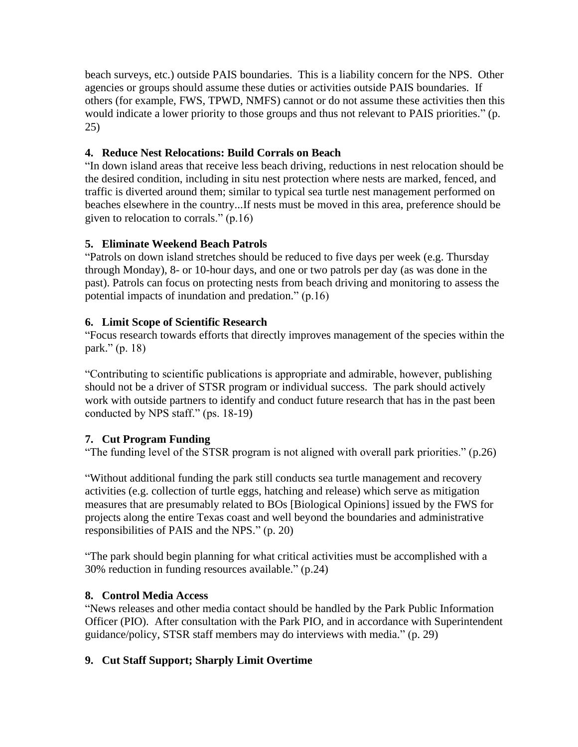beach surveys, etc.) outside PAIS boundaries. This is a liability concern for the NPS. Other agencies or groups should assume these duties or activities outside PAIS boundaries. If others (for example, FWS, TPWD, NMFS) cannot or do not assume these activities then this would indicate a lower priority to those groups and thus not relevant to PAIS priorities." (p. 25)

**4. Reduce Nest Relocations: Build Corrals on Beach**

"In down island areas that receive less beach driving, reductions in nest relocation should be the desired condition, including in situ nest protection where nests are marked, fenced, and traffic is diverted around them; similar to typical sea turtle nest management performed on beaches elsewhere in the country...If nests must be moved in this area, preference should be given to relocation to corrals." (p.16)

**5. Eliminate Weekend Beach Patrols**

"Patrols on down island stretches should be reduced to five days per week (e.g. Thursday through Monday), 8- or 10-hour days, and one or two patrols per day (as was done in the past). Patrols can focus on protecting nests from beach driving and monitoring to assess the potential impacts of inundation and predation." (p.16)

**6. Limit Scope of Scientific Research**

"Focus research towards efforts that directly improves management of the species within the park." (p. 18)

"Contributing to scientific publications is appropriate and admirable, however, publishing should not be a driver of STSR program or individual success. The park should actively work with outside partners to identify and conduct future research that has in the past been conducted by NPS staff." (ps. 18-19)

**7. Cut Program Funding**

"The funding level of the STSR program is not aligned with overall park priorities." (p.26)

"Without additional funding the park still conducts sea turtle management and recovery activities (e.g. collection of turtle eggs, hatching and release) which serve as mitigation measures that are presumably related to BOs [Biological Opinions] issued by the FWS for projects along the entire Texas coast and well beyond the boundaries and administrative responsibilities of PAIS and the NPS." (p. 20)

"The park should begin planning for what critical activities must be accomplished with a 30% reduction in funding resources available." (p.24)

**8. Control Media Access**

"News releases and other media contact should be handled by the Park Public Information Officer (PIO). After consultation with the Park PIO, and in accordance with Superintendent guidance/policy, STSR staff members may do interviews with media." (p. 29)

**9. Cut Staff Support; Sharply Limit Overtime**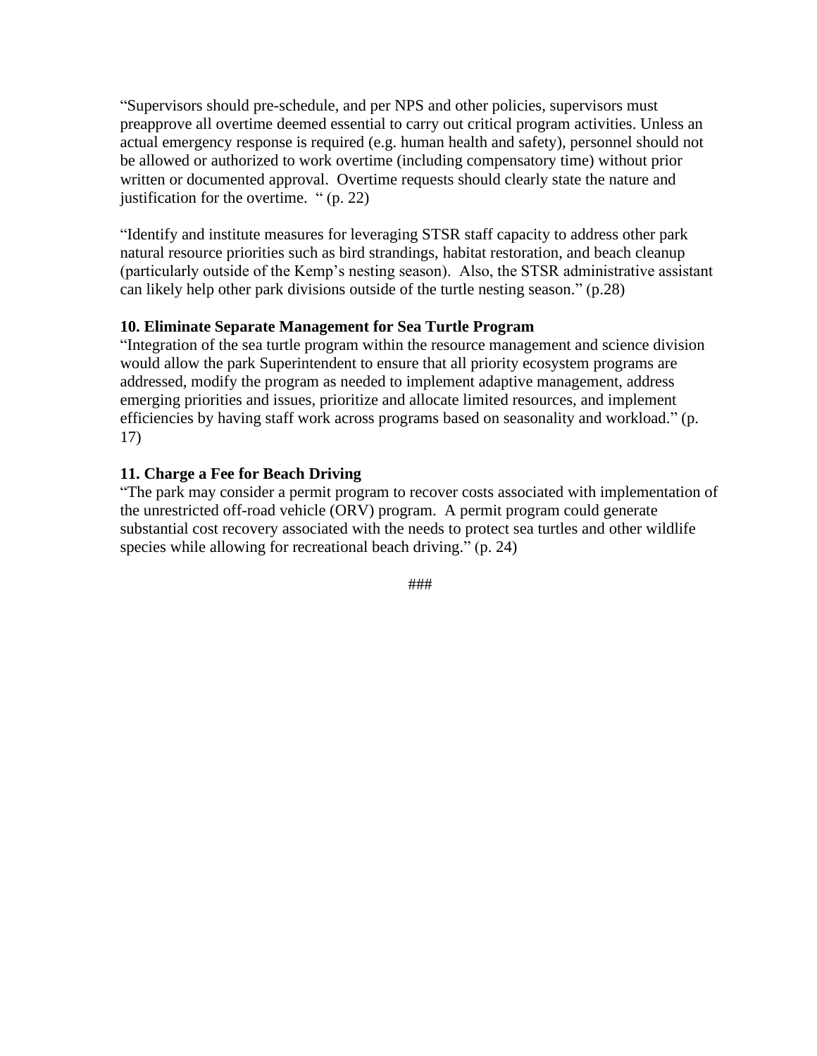"Supervisors should pre-schedule, and per NPS and other policies, supervisors must preapprove all overtime deemed essential to carry out critical program activities. Unless an actual emergency response is required (e.g. human health and safety), personnel should not be allowed or authorized to work overtime (including compensatory time) without prior written or documented approval. Overtime requests should clearly state the nature and justification for the overtime. " (p. 22)

"Identify and institute measures for leveraging STSR staff capacity to address other park natural resource priorities such as bird strandings, habitat restoration, and beach cleanup (particularly outside of the Kemp's nesting season). Also, the STSR administrative assistant can likely help other park divisions outside of the turtle nesting season." (p.28)

**10. Eliminate Separate Management for Sea Turtle Program**

"Integration of the sea turtle program within the resource management and science division would allow the park Superintendent to ensure that all priority ecosystem programs are addressed, modify the program as needed to implement adaptive management, address emerging priorities and issues, prioritize and allocate limited resources, and implement efficiencies by having staff work across programs based on seasonality and workload." (p. 17)

**11. Charge a Fee for Beach Driving**

"The park may consider a permit program to recover costs associated with implementation of the unrestricted off-road vehicle (ORV) program. A permit program could generate substantial cost recovery associated with the needs to protect sea turtles and other wildlife species while allowing for recreational beach driving." (p. 24)

###